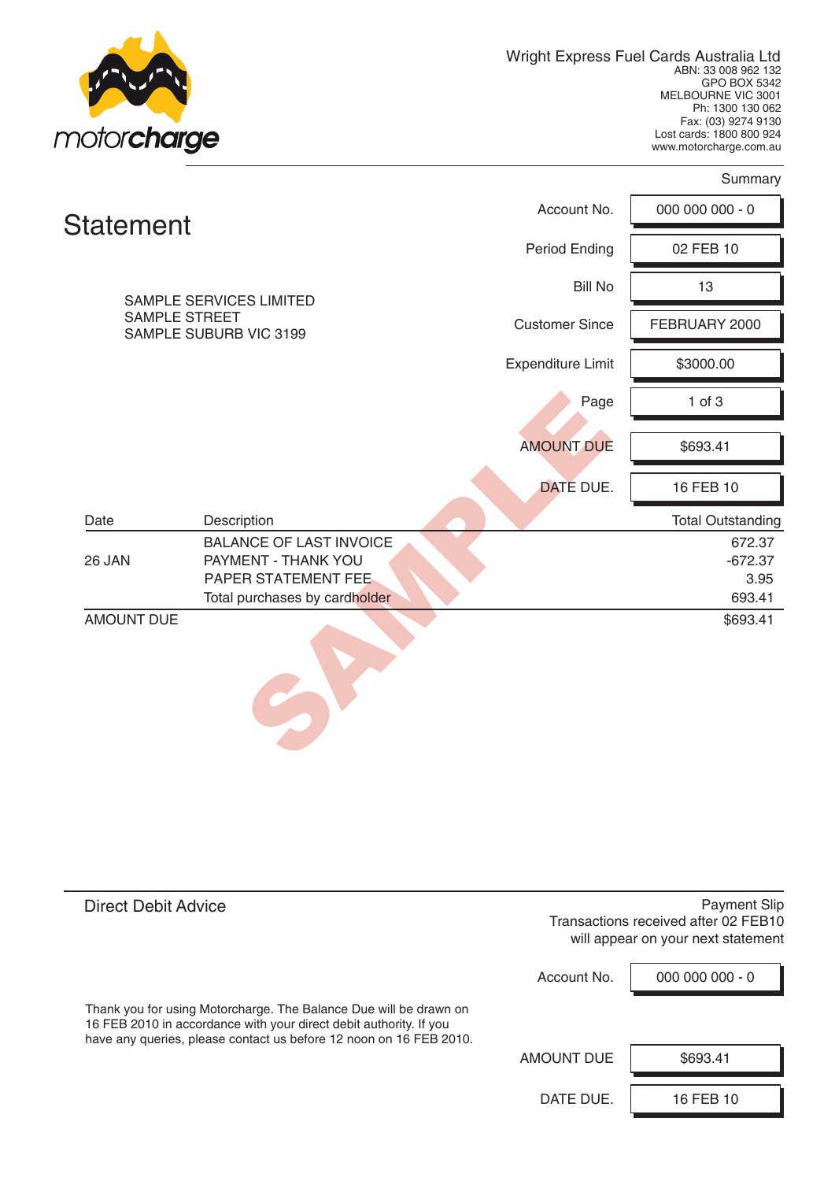motorcharge

Wright Express Fuel Cards Australia Ltd
ABN: 33 008 962 132
GPO BOX 5342
MELBOURNE VIC 3001
Ph: 1300 130 062
Fax: (03) 9274 9130
Lost cards: 1800 800 924
www.motorcharge.com.au

# Statement

SAMPLE SERVICES LIMITED
SAMPLE STREET
SAMPLE SUBURB VIC 3199

Summary

| | |
|---|---|
| Account No. | 000 000 000 - 0 |
| Period Ending | 02 FEB 10 |
| Bill No | 13 |
| Customer Since | FEBRUARY 2000 |
| Expenditure Limit | $3000.00 |
| Page | 1 of 3 |
| AMOUNT DUE | $693.41 |
| DATE DUE. | 16 FEB 10 |

| Date | Description | Total Outstanding |
|---|---|---|
| | BALANCE OF LAST INVOICE | 672.37 |
| 26 JAN | PAYMENT - THANK YOU | -672.37 |
| | PAPER STATEMENT FEE | 3.95 |
| | Total purchases by cardholder | 693.41 |
| AMOUNT DUE | | $693.41 |

SAMPLE

## Direct Debit Advice

Payment Slip
Transactions received after 02 FEB10 will appear on your next statement

Thank you for using Motorcharge. The Balance Due will be drawn on 16 FEB 2010 in accordance with your direct debit authority. If you have any queries, please contact us before 12 noon on 16 FEB 2010.

| | |
|---|---|
| Account No. | 000 000 000 - 0 |
| AMOUNT DUE | $693.41 |
| DATE DUE. | 16 FEB 10 |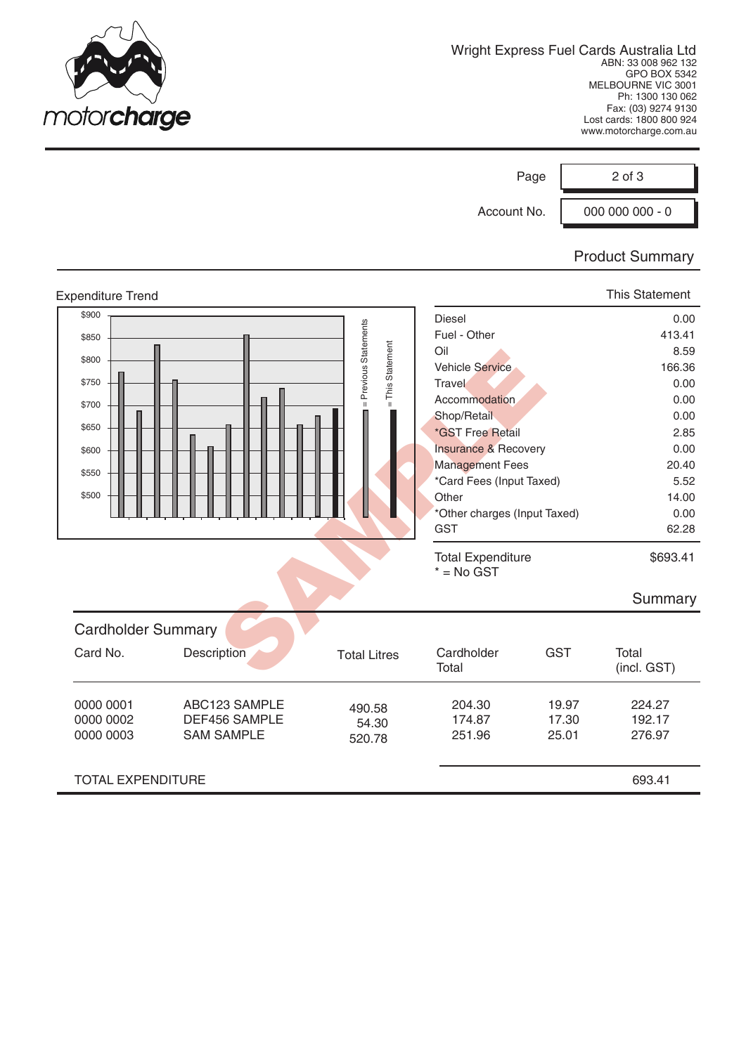motorcharge

Wright Express Fuel Cards Australia Ltd
ABN: 33 008 962 132
GPO BOX 5342
MELBOURNE VIC 3001
Ph: 1300 130 062
Fax: (03) 9274 9130
Lost cards: 1800 800 924
www.motorcharge.com.au

Page: 2 of 3

Account No.: 000 000 000 - 0

## Product Summary

Expenditure Trend

$900
$850
$800
$750
$700
$650
$600
$550
$500

= Previous Statements
= This Statement

| | This Statement |
|---|---|
| Diesel | 0.00 |
| Fuel - Other | 413.41 |
| Oil | 8.59 |
| Vehicle Service | 166.36 |
| Travel | 0.00 |
| Accommodation | 0.00 |
| Shop/Retail | 0.00 |
| *GST Free Retail | 2.85 |
| Insurance & Recovery | 0.00 |
| Management Fees | 20.40 |
| *Card Fees (Input Taxed) | 5.52 |
| Other | 14.00 |
| *Other charges (Input Taxed) | 0.00 |
| GST | 62.28 |
| Total Expenditure | $693.41 |

* = No GST

SAMPLE

## Summary

### Cardholder Summary

| Card No. | Description | Total Litres | Cardholder Total | GST | Total (incl. GST) |
|---|---|---|---|---|---|
| 0000 0001 | ABC123 SAMPLE | 490.58 | 204.30 | 19.97 | 224.27 |
| 0000 0002 | DEF456 SAMPLE | 54.30 | 174.87 | 17.30 | 192.17 |
| 0000 0003 | SAM SAMPLE | 520.78 | 251.96 | 25.01 | 276.97 |
| TOTAL EXPENDITURE | | | | | 693.41 |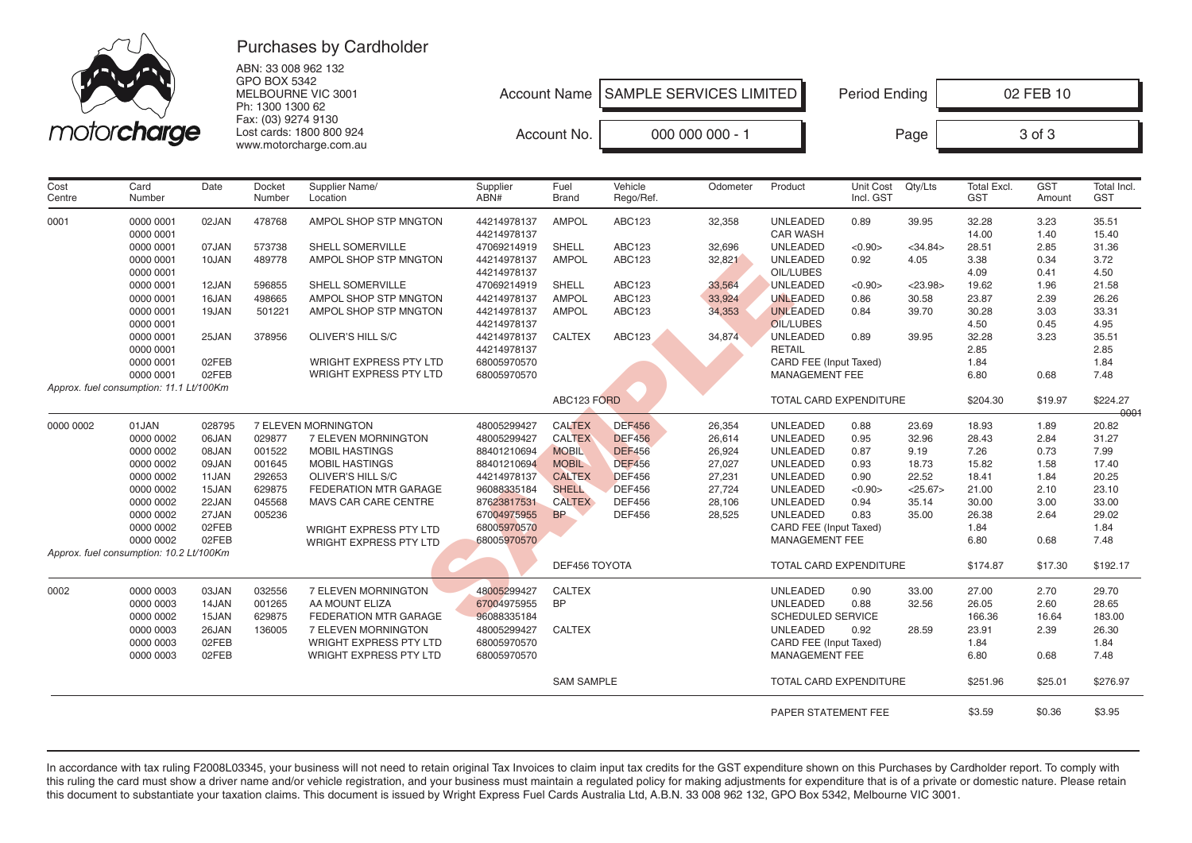# Purchases by Cardholder

ABN: 33 008 962 132
GPO BOX 5342
MELBOURNE VIC 3001
Ph: 1300 1300 62
Fax: (03) 9274 9130
Lost cards: 1800 800 924
www.motorcharge.com.au

Account Name: SAMPLE SERVICES LIMITED
Period Ending: 02 FEB 10
Account No.: 000 000 000 - 1
Page: 3 of 3

| Cost Centre | Card Number | Date | Docket Number | Supplier Name/ Location | Supplier ABN# | Fuel Brand | Vehicle Rego/Ref. | Odometer | Product | Unit Cost Incl. GST | Qty/Lts | Total Excl. GST | GST Amount | Total Incl. GST |
|---|---|---|---|---|---|---|---|---|---|---|---|---|---|---|
| 0001 | 0000 0001 | 02JAN | 478768 | AMPOL SHOP STP MNGTON | 44214978137 | AMPOL | ABC123 | 32,358 | UNLEADED | 0.89 | 39.95 | 32.28 | 3.23 | 35.51 |
| | 0000 0001 | | | | 44214978137 | | | | CAR WASH | | | 14.00 | 1.40 | 15.40 |
| | 0000 0001 | 07JAN | 573738 | SHELL SOMERVILLE | 47069214919 | SHELL | ABC123 | 32,696 | UNLEADED | <0.90> | <34.84> | 28.51 | 2.85 | 31.36 |
| | 0000 0001 | 10JAN | 489778 | AMPOL SHOP STP MNGTON | 44214978137 | AMPOL | ABC123 | 32,821 | UNLEADED | 0.92 | 4.05 | 3.38 | 0.34 | 3.72 |
| | 0000 0001 | | | | 44214978137 | | | | OIL/LUBES | | | 4.09 | 0.41 | 4.50 |
| | 0000 0001 | 12JAN | 596855 | SHELL SOMERVILLE | 47069214919 | SHELL | ABC123 | 33,564 | UNLEADED | <0.90> | <23.98> | 19.62 | 1.96 | 21.58 |
| | 0000 0001 | 16JAN | 498665 | AMPOL SHOP STP MNGTON | 44214978137 | AMPOL | ABC123 | 33,924 | UNLEADED | 0.86 | 30.58 | 23.87 | 2.39 | 26.26 |
| | 0000 0001 | 19JAN | 501221 | AMPOL SHOP STP MNGTON | 44214978137 | AMPOL | ABC123 | 34,353 | UNLEADED | 0.84 | 39.70 | 30.28 | 3.03 | 33.31 |
| | 0000 0001 | | | | 44214978137 | | | | OIL/LUBES | | | 4.50 | 0.45 | 4.95 |
| | 0000 0001 | 25JAN | 378956 | OLIVER'S HILL S/C | 44214978137 | CALTEX | ABC123 | 34,874 | UNLEADED | 0.89 | 39.95 | 32.28 | 3.23 | 35.51 |
| | 0000 0001 | | | | 44214978137 | | | | RETAIL | | | 2.85 | | 2.85 |
| | 0000 0001 | 02FEB | | WRIGHT EXPRESS PTY LTD | 68005970570 | | | | CARD FEE (Input Taxed) | | | 1.84 | | 1.84 |
| | 0000 0001 | 02FEB | | WRIGHT EXPRESS PTY LTD | 68005970570 | | | | MANAGEMENT FEE | | | 6.80 | 0.68 | 7.48 |
| *Approx. fuel consumption: 11.1 Lt/100Km* | | | | | | | | | | | | | | |
| | | | | | | ABC123 FORD | | | TOTAL CARD EXPENDITURE | | | $204.30 | $19.97 | $224.27 |
| | | | | | | | | | | | | | | 0001 |
| 0000 0002 | 01JAN | 028795 | 7 ELEVEN MORNINGTON | | 48005299427 | CALTEX | DEF456 | 26,354 | UNLEADED | 0.88 | 23.69 | 18.93 | 1.89 | 20.82 |
| | 0000 0002 | 06JAN | 029877 | 7 ELEVEN MORNINGTON | 48005299427 | CALTEX | DEF456 | 26,614 | UNLEADED | 0.95 | 32.96 | 28.43 | 2.84 | 31.27 |
| | 0000 0002 | 08JAN | 001522 | MOBIL HASTINGS | 88401210694 | MOBIL | DEF456 | 26,924 | UNLEADED | 0.87 | 9.19 | 7.26 | 0.73 | 7.99 |
| | 0000 0002 | 09JAN | 001645 | MOBIL HASTINGS | 88401210694 | MOBIL | DEF456 | 27,027 | UNLEADED | 0.93 | 18.73 | 15.82 | 1.58 | 17.40 |
| | 0000 0002 | 11JAN | 292653 | OLIVER'S HILL S/C | 44214978137 | CALTEX | DEF456 | 27,231 | UNLEADED | 0.90 | 22.52 | 18.41 | 1.84 | 20.25 |
| | 0000 0002 | 15JAN | 629875 | FEDERATION MTR GARAGE | 96088335184 | SHELL | DEF456 | 27,724 | UNLEADED | <0.90> | <25.67> | 21.00 | 2.10 | 23.10 |
| | 0000 0002 | 22JAN | 045568 | MAVS CAR CARE CENTRE | 87623817531 | CALTEX | DEF456 | 28,106 | UNLEADED | 0.94 | 35.14 | 30.00 | 3.00 | 33.00 |
| | 0000 0002 | 27JAN | 005236 | | 67004975955 | BP | DEF456 | 28,525 | UNLEADED | 0.83 | 35.00 | 26.38 | 2.64 | 29.02 |
| | 0000 0002 | 02FEB | | WRIGHT EXPRESS PTY LTD | 68005970570 | | | | CARD FEE (Input Taxed) | | | 1.84 | | 1.84 |
| | 0000 0002 | 02FEB | | WRIGHT EXPRESS PTY LTD | 68005970570 | | | | MANAGEMENT FEE | | | 6.80 | 0.68 | 7.48 |
| *Approx. fuel consumption: 10.2 Lt/100Km* | | | | | | | | | | | | | | |
| | | | | | | DEF456 TOYOTA | | | TOTAL CARD EXPENDITURE | | | $174.87 | $17.30 | $192.17 |
| 0002 | 0000 0003 | 03JAN | 032556 | 7 ELEVEN MORNINGTON | 48005299427 | CALTEX | | | UNLEADED | 0.90 | 33.00 | 27.00 | 2.70 | 29.70 |
| | 0000 0003 | 14JAN | 001265 | AA MOUNT ELIZA | 67004975955 | BP | | | UNLEADED | 0.88 | 32.56 | 26.05 | 2.60 | 28.65 |
| | 0000 0002 | 15JAN | 629875 | FEDERATION MTR GARAGE | 96088335184 | | | | SCHEDULED SERVICE | | | 166.36 | 16.64 | 183.00 |
| | 0000 0003 | 26JAN | 136005 | 7 ELEVEN MORNINGTON | 48005299427 | CALTEX | | | UNLEADED | 0.92 | 28.59 | 23.91 | 2.39 | 26.30 |
| | 0000 0003 | 02FEB | | WRIGHT EXPRESS PTY LTD | 68005970570 | | | | CARD FEE (Input Taxed) | | | 1.84 | | 1.84 |
| | 0000 0003 | 02FEB | | WRIGHT EXPRESS PTY LTD | 68005970570 | | | | MANAGEMENT FEE | | | 6.80 | 0.68 | 7.48 |
| | | | | | | SAM SAMPLE | | | TOTAL CARD EXPENDITURE | | | $251.96 | $25.01 | $276.97 |
| | | | | | | | | | PAPER STATEMENT FEE | | | $3.59 | $0.36 | $3.95 |

In accordance with tax ruling F2008L03345, your business will not need to retain original Tax Invoices to claim input tax credits for the GST expenditure shown on this Purchases by Cardholder report. To comply with this ruling the card must show a driver name and/or vehicle registration, and your business must maintain a regulated policy for making adjustments for expenditure that is of a private or domestic nature. Please retain this document to substantiate your taxation claims. This document is issued by Wright Express Fuel Cards Australia Ltd, A.B.N. 33 008 962 132, GPO Box 5342, Melbourne VIC 3001.